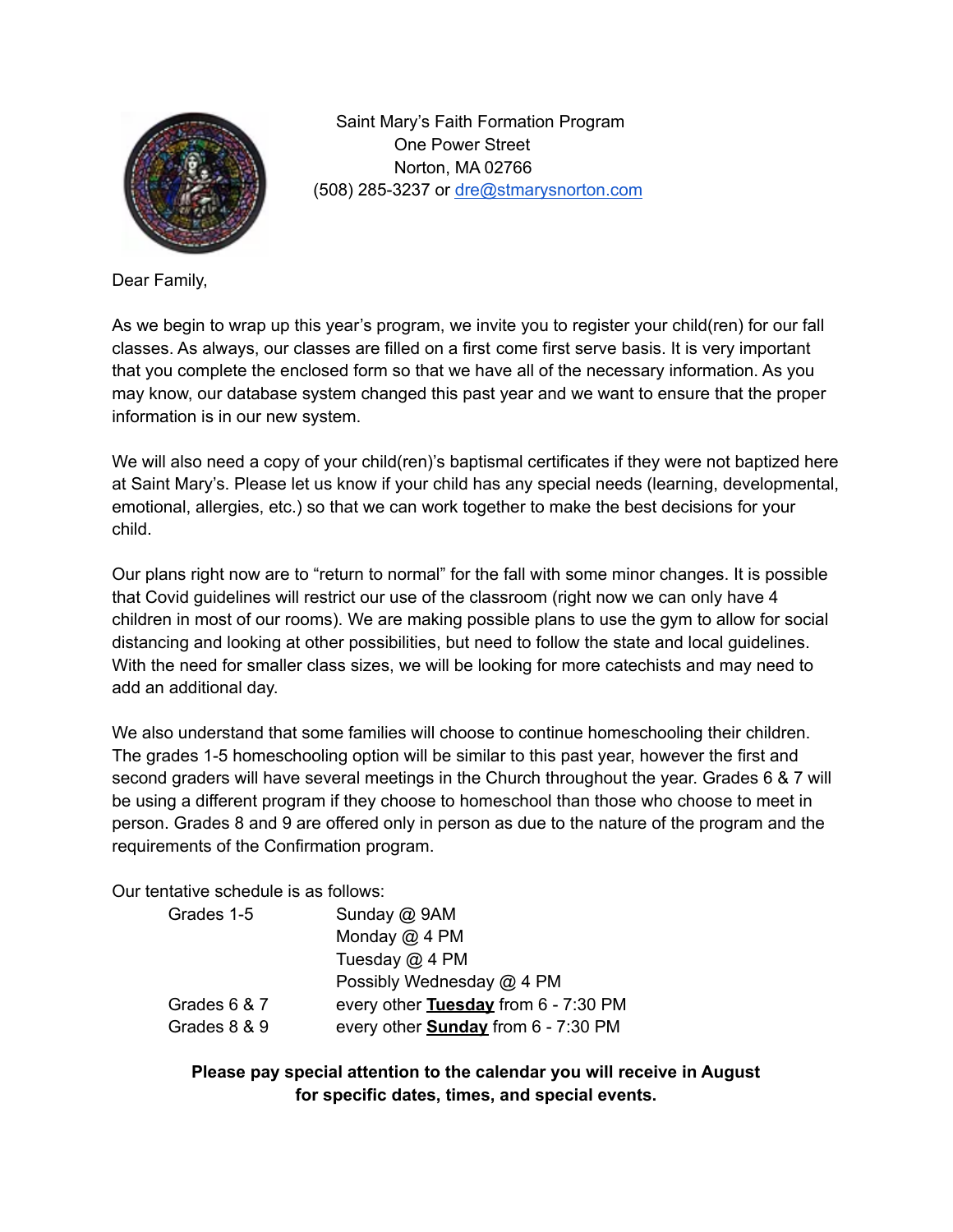Saint Mary's Faith Formation Program
One Power Street
Norton, MA 02766
(508) 285-3237 or dre@stmarysnorton.com

Dear Family,

As we begin to wrap up this year's program, we invite you to register your child(ren) for our fall classes. As always, our classes are filled on a first come first serve basis. It is very important that you complete the enclosed form so that we have all of the necessary information. As you may know, our database system changed this past year and we want to ensure that the proper information is in our new system.

We will also need a copy of your child(ren)'s baptismal certificates if they were not baptized here at Saint Mary's. Please let us know if your child has any special needs (learning, developmental, emotional, allergies, etc.) so that we can work together to make the best decisions for your child.

Our plans right now are to "return to normal" for the fall with some minor changes. It is possible that Covid guidelines will restrict our use of the classroom (right now we can only have 4 children in most of our rooms). We are making possible plans to use the gym to allow for social distancing and looking at other possibilities, but need to follow the state and local guidelines. With the need for smaller class sizes, we will be looking for more catechists and may need to add an additional day.

We also understand that some families will choose to continue homeschooling their children. The grades 1-5 homeschooling option will be similar to this past year, however the first and second graders will have several meetings in the Church throughout the year. Grades 6 & 7 will be using a different program if they choose to homeschool than those who choose to meet in person. Grades 8 and 9 are offered only in person as due to the nature of the program and the requirements of the Confirmation program.

Our tentative schedule is as follows:

| | |
|---|---|
| Grades 1-5 | Sunday @ 9AM |
| | Monday @ 4 PM |
| | Tuesday @ 4 PM |
| | Possibly Wednesday @ 4 PM |
| Grades 6 & 7 | every other **Tuesday** from 6 - 7:30 PM |
| Grades 8 & 9 | every other **Sunday** from 6 - 7:30 PM |

**Please pay special attention to the calendar you will receive in August for specific dates, times, and special events.**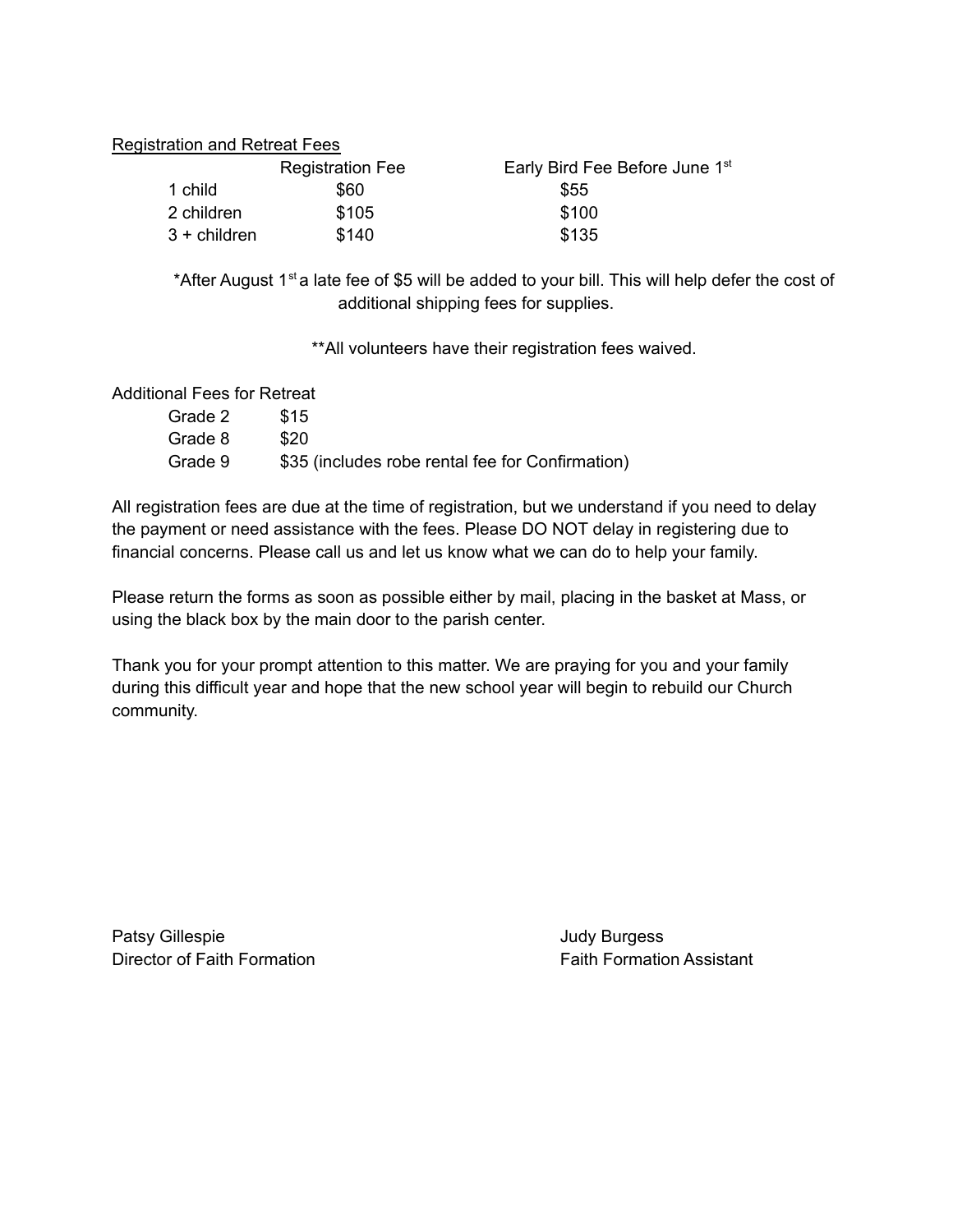<u>Registration and Retreat Fees</u>

| | Registration Fee | Early Bird Fee Before June 1st |
|---|---|---|
| 1 child | $60 | $55 |
| 2 children | $105 | $100 |
| 3 + children | $140 | $135 |

*After August 1st a late fee of $5 will be added to your bill. This will help defer the cost of additional shipping fees for supplies.

**All volunteers have their registration fees waived.

Additional Fees for Retreat

| | |
|---|---|
| Grade 2 | $15 |
| Grade 8 | $20 |
| Grade 9 | $35 (includes robe rental fee for Confirmation) |

All registration fees are due at the time of registration, but we understand if you need to delay the payment or need assistance with the fees. Please DO NOT delay in registering due to financial concerns. Please call us and let us know what we can do to help your family.

Please return the forms as soon as possible either by mail, placing in the basket at Mass, or using the black box by the main door to the parish center.

Thank you for your prompt attention to this matter. We are praying for you and your family during this difficult year and hope that the new school year will begin to rebuild our Church community.

Patsy Gillespie
Director of Faith Formation

Judy Burgess
Faith Formation Assistant